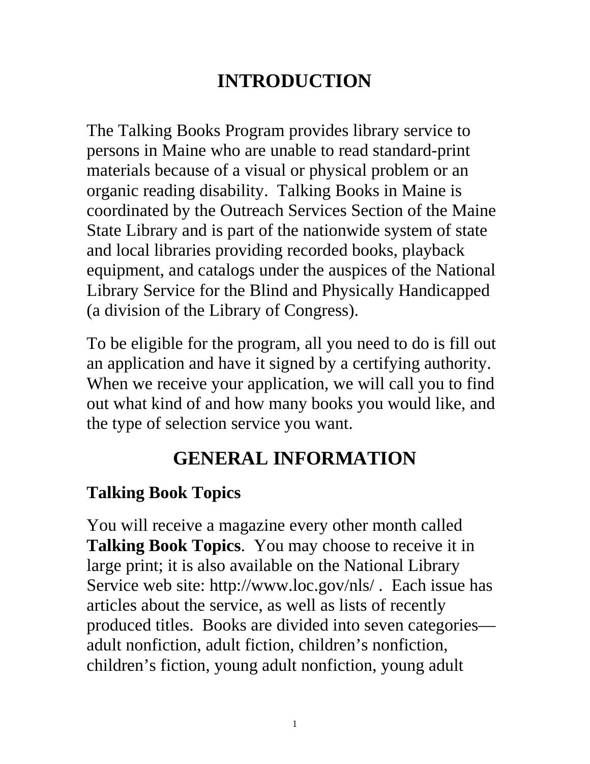# INTRODUCTION

The Talking Books Program provides library service to persons in Maine who are unable to read standard-print materials because of a visual or physical problem or an organic reading disability. Talking Books in Maine is coordinated by the Outreach Services Section of the Maine State Library and is part of the nationwide system of state and local libraries providing recorded books, playback equipment, and catalogs under the auspices of the National Library Service for the Blind and Physically Handicapped (a division of the Library of Congress).

To be eligible for the program, all you need to do is fill out an application and have it signed by a certifying authority. When we receive your application, we will call you to find out what kind of and how many books you would like, and the type of selection service you want.

# GENERAL INFORMATION

## Talking Book Topics

You will receive a magazine every other month called **Talking Book Topics**. You may choose to receive it in large print; it is also available on the National Library Service web site: http://www.loc.gov/nls/ . Each issue has articles about the service, as well as lists of recently produced titles. Books are divided into seven categories—adult nonfiction, adult fiction, children's nonfiction, children's fiction, young adult nonfiction, young adult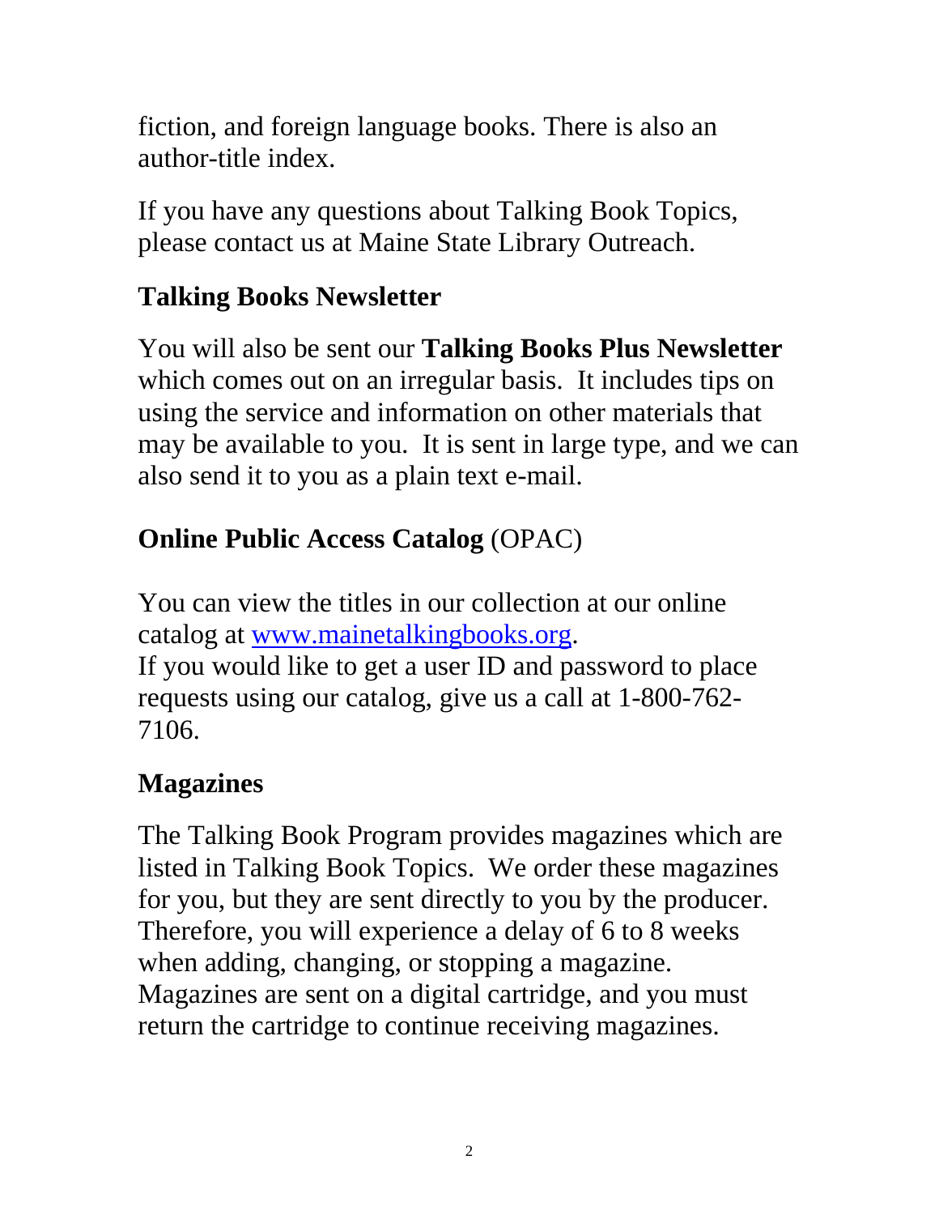fiction, and foreign language books. There is also an author-title index.

If you have any questions about Talking Book Topics, please contact us at Maine State Library Outreach.

## Talking Books Newsletter

You will also be sent our **Talking Books Plus Newsletter** which comes out on an irregular basis. It includes tips on using the service and information on other materials that may be available to you. It is sent in large type, and we can also send it to you as a plain text e-mail.

## **Online Public Access Catalog** (OPAC)

You can view the titles in our collection at our online catalog at [www.mainetalkingbooks.org](http://www.mainetalkingbooks.org).
If you would like to get a user ID and password to place requests using our catalog, give us a call at 1-800-762-7106.

## Magazines

The Talking Book Program provides magazines which are listed in Talking Book Topics. We order these magazines for you, but they are sent directly to you by the producer. Therefore, you will experience a delay of 6 to 8 weeks when adding, changing, or stopping a magazine. Magazines are sent on a digital cartridge, and you must return the cartridge to continue receiving magazines.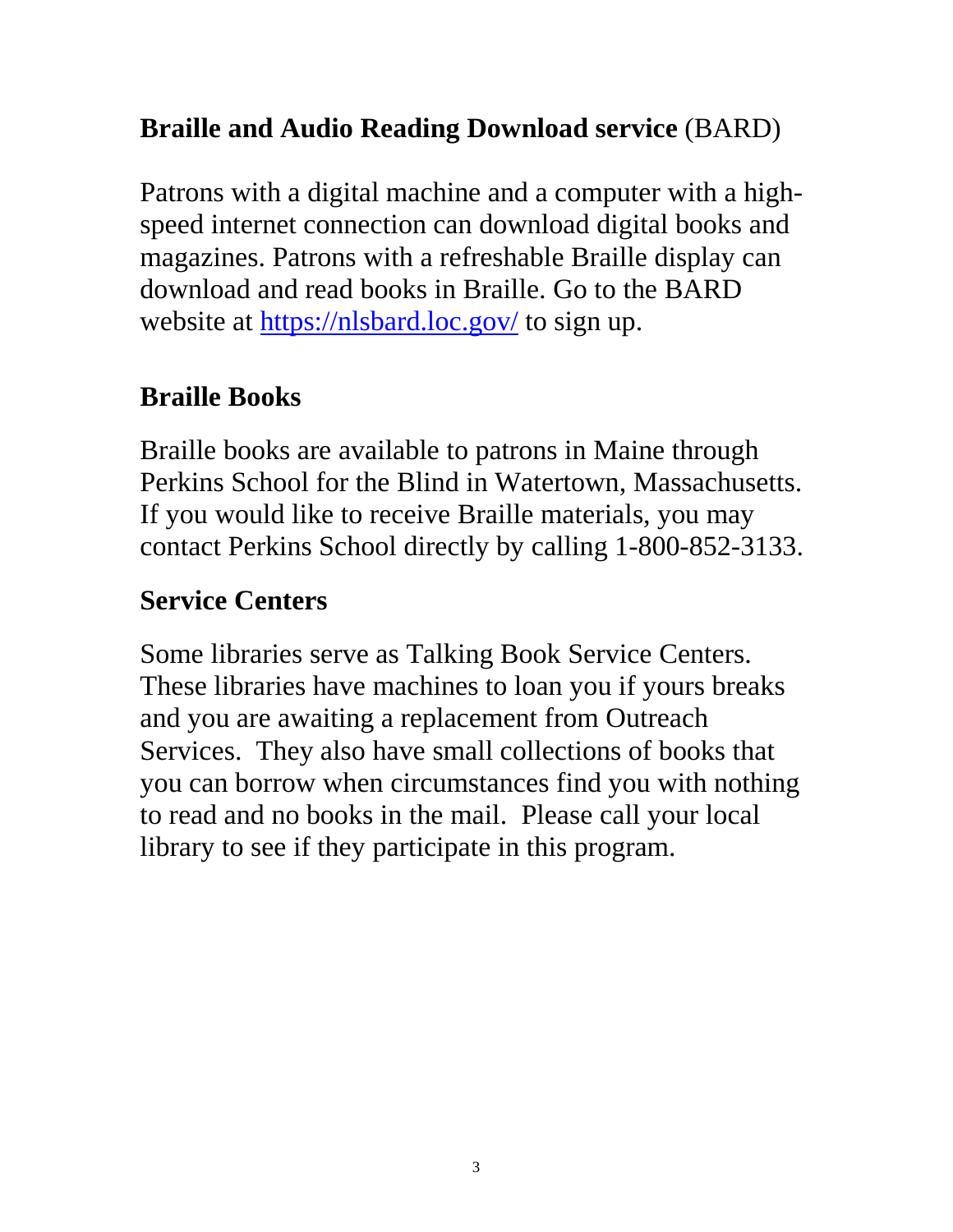## **Braille and Audio Reading Download service** (BARD)

Patrons with a digital machine and a computer with a high-speed internet connection can download digital books and magazines. Patrons with a refreshable Braille display can download and read books in Braille. Go to the BARD website at [https://nlsbard.loc.gov/](https://nlsbard.loc.gov/) to sign up.

## **Braille Books**

Braille books are available to patrons in Maine through Perkins School for the Blind in Watertown, Massachusetts. If you would like to receive Braille materials, you may contact Perkins School directly by calling 1-800-852-3133.

## **Service Centers**

Some libraries serve as Talking Book Service Centers. These libraries have machines to loan you if yours breaks and you are awaiting a replacement from Outreach Services. They also have small collections of books that you can borrow when circumstances find you with nothing to read and no books in the mail. Please call your local library to see if they participate in this program.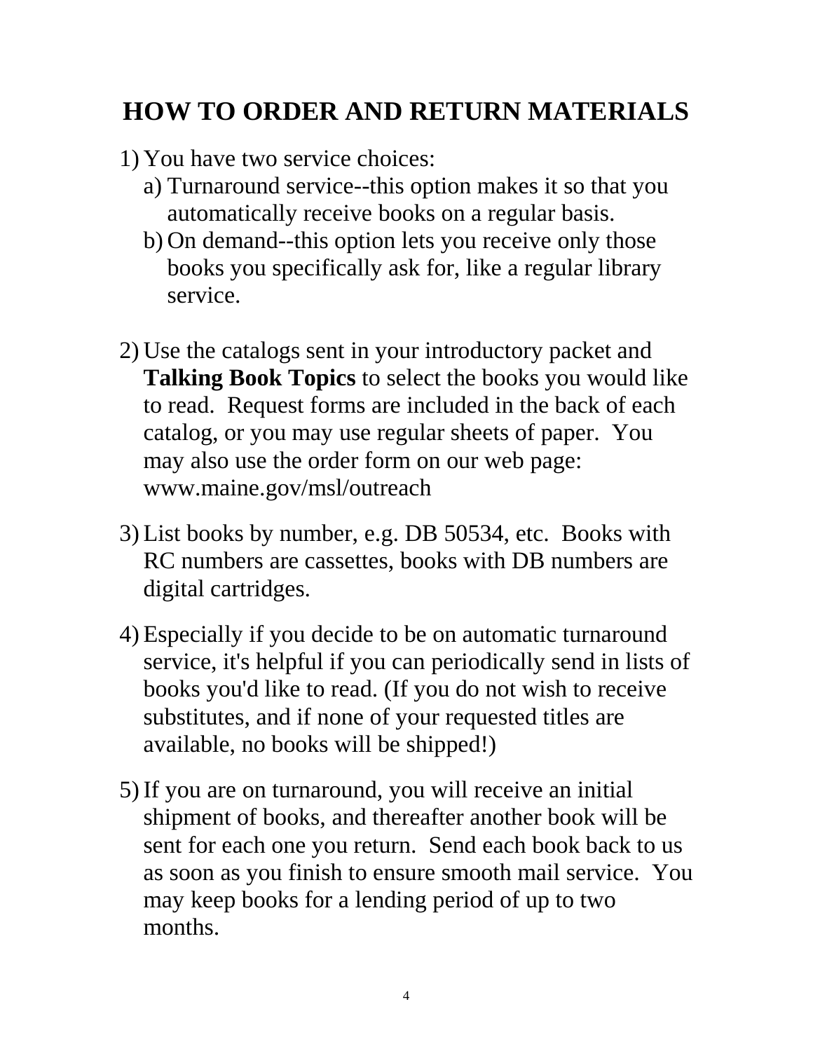# HOW TO ORDER AND RETURN MATERIALS

1) You have two service choices:
   a) Turnaround service--this option makes it so that you automatically receive books on a regular basis.
   b) On demand--this option lets you receive only those books you specifically ask for, like a regular library service.

2) Use the catalogs sent in your introductory packet and **Talking Book Topics** to select the books you would like to read. Request forms are included in the back of each catalog, or you may use regular sheets of paper. You may also use the order form on our web page: www.maine.gov/msl/outreach

3) List books by number, e.g. DB 50534, etc. Books with RC numbers are cassettes, books with DB numbers are digital cartridges.

4) Especially if you decide to be on automatic turnaround service, it's helpful if you can periodically send in lists of books you'd like to read. (If you do not wish to receive substitutes, and if none of your requested titles are available, no books will be shipped!)

5) If you are on turnaround, you will receive an initial shipment of books, and thereafter another book will be sent for each one you return. Send each book back to us as soon as you finish to ensure smooth mail service. You may keep books for a lending period of up to two months.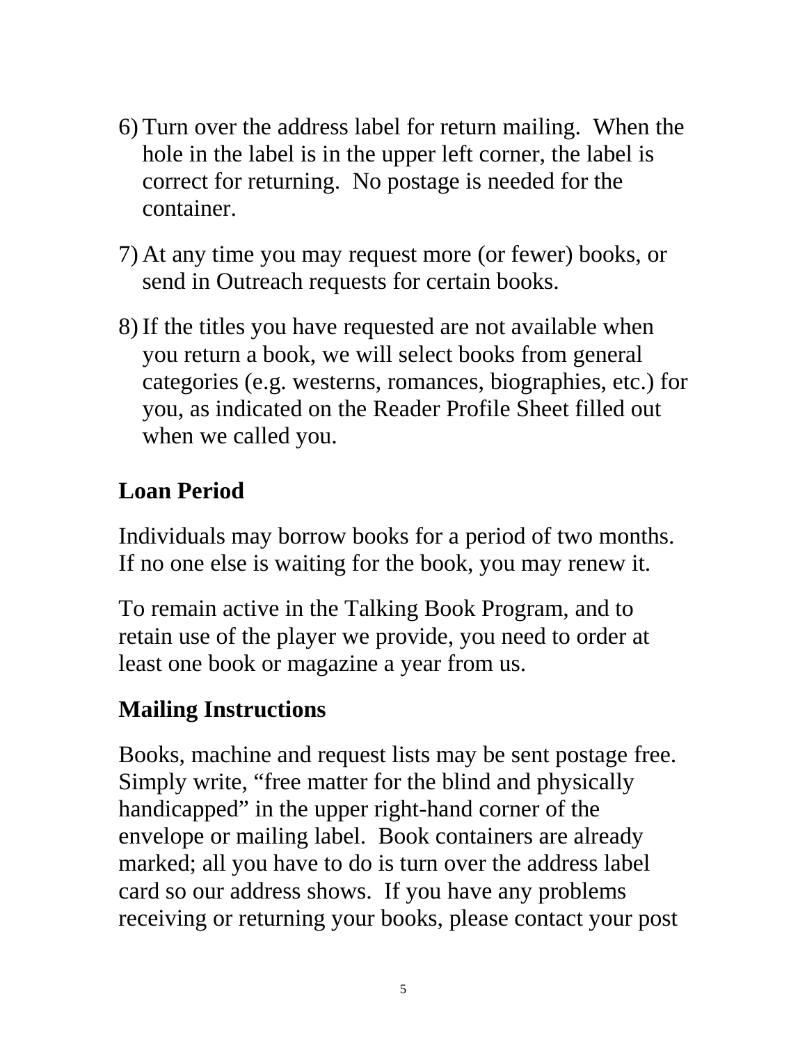6) Turn over the address label for return mailing. When the hole in the label is in the upper left corner, the label is correct for returning. No postage is needed for the container.

7) At any time you may request more (or fewer) books, or send in Outreach requests for certain books.

8) If the titles you have requested are not available when you return a book, we will select books from general categories (e.g. westerns, romances, biographies, etc.) for you, as indicated on the Reader Profile Sheet filled out when we called you.

## Loan Period

Individuals may borrow books for a period of two months. If no one else is waiting for the book, you may renew it.

To remain active in the Talking Book Program, and to retain use of the player we provide, you need to order at least one book or magazine a year from us.

## Mailing Instructions

Books, machine and request lists may be sent postage free. Simply write, "free matter for the blind and physically handicapped" in the upper right-hand corner of the envelope or mailing label. Book containers are already marked; all you have to do is turn over the address label card so our address shows. If you have any problems receiving or returning your books, please contact your post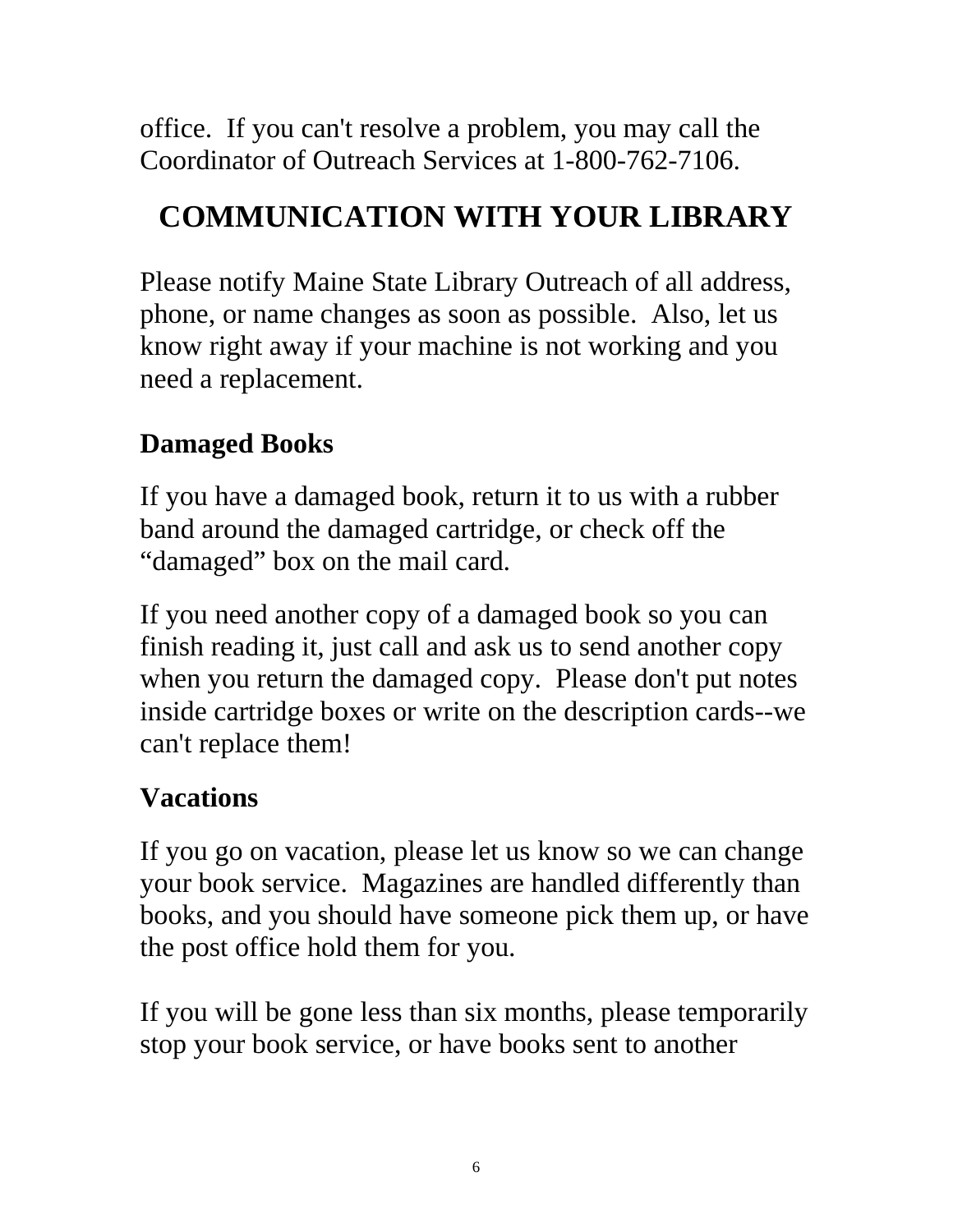office.  If you can't resolve a problem, you may call the Coordinator of Outreach Services at 1-800-762-7106.

# COMMUNICATION WITH YOUR LIBRARY

Please notify Maine State Library Outreach of all address, phone, or name changes as soon as possible.  Also, let us know right away if your machine is not working and you need a replacement.

## Damaged Books

If you have a damaged book, return it to us with a rubber band around the damaged cartridge, or check off the "damaged" box on the mail card.

If you need another copy of a damaged book so you can finish reading it, just call and ask us to send another copy when you return the damaged copy.  Please don't put notes inside cartridge boxes or write on the description cards--we can't replace them!

## Vacations

If you go on vacation, please let us know so we can change your book service.  Magazines are handled differently than books, and you should have someone pick them up, or have the post office hold them for you.

If you will be gone less than six months, please temporarily stop your book service, or have books sent to another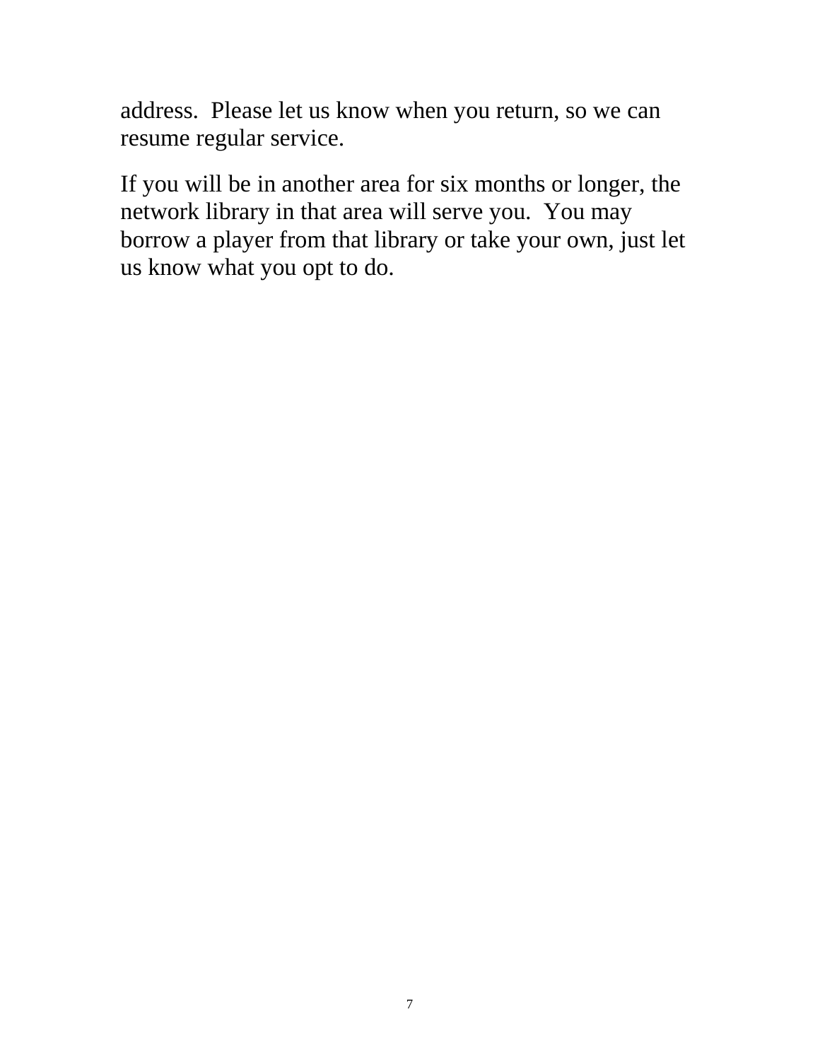address. Please let us know when you return, so we can resume regular service.

If you will be in another area for six months or longer, the network library in that area will serve you. You may borrow a player from that library or take your own, just let us know what you opt to do.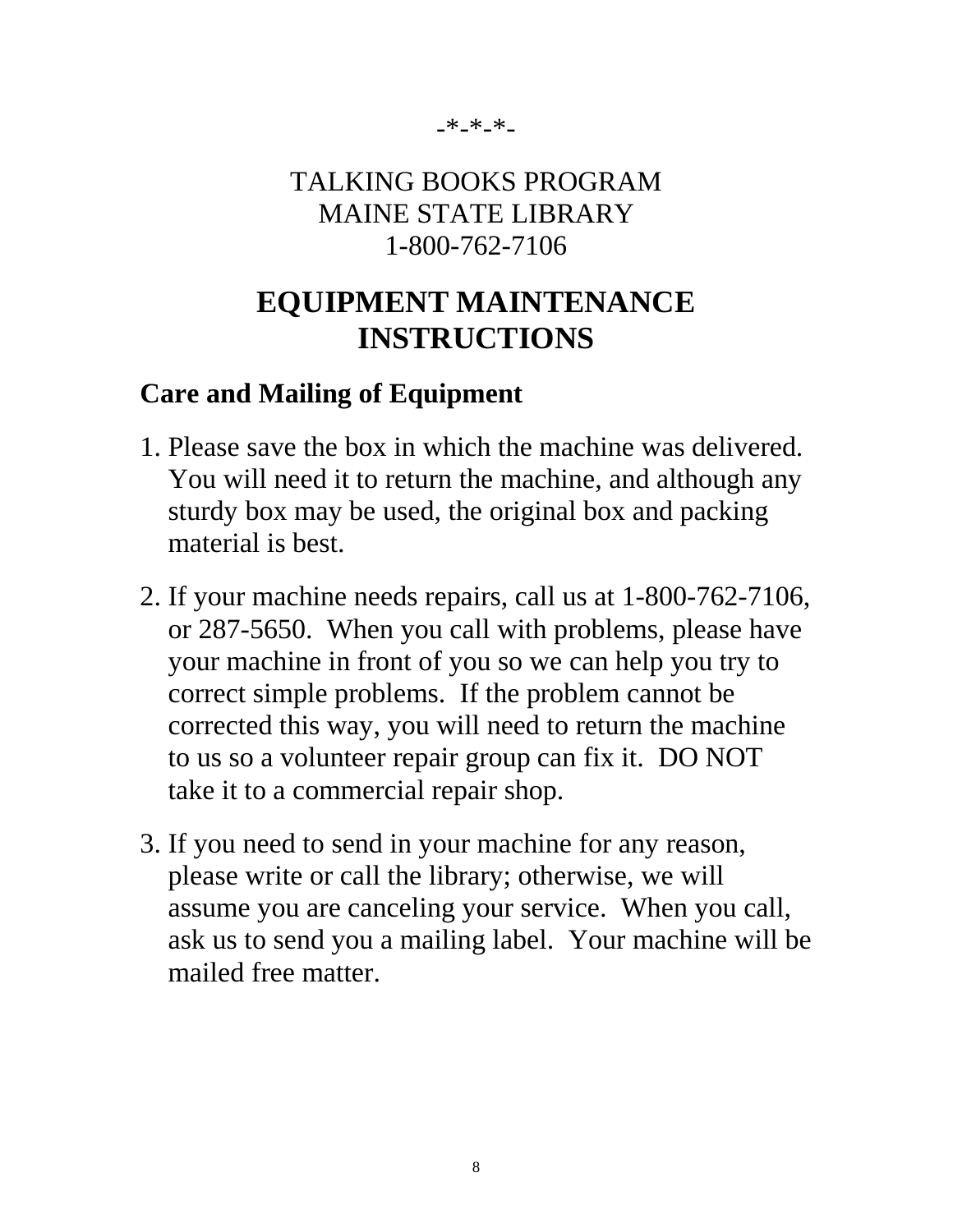-*-*-*-

TALKING BOOKS PROGRAM
MAINE STATE LIBRARY
1-800-762-7106

# EQUIPMENT MAINTENANCE INSTRUCTIONS

## Care and Mailing of Equipment

1. Please save the box in which the machine was delivered. You will need it to return the machine, and although any sturdy box may be used, the original box and packing material is best.
2. If your machine needs repairs, call us at 1-800-762-7106, or 287-5650. When you call with problems, please have your machine in front of you so we can help you try to correct simple problems. If the problem cannot be corrected this way, you will need to return the machine to us so a volunteer repair group can fix it. DO NOT take it to a commercial repair shop.
3. If you need to send in your machine for any reason, please write or call the library; otherwise, we will assume you are canceling your service. When you call, ask us to send you a mailing label. Your machine will be mailed free matter.